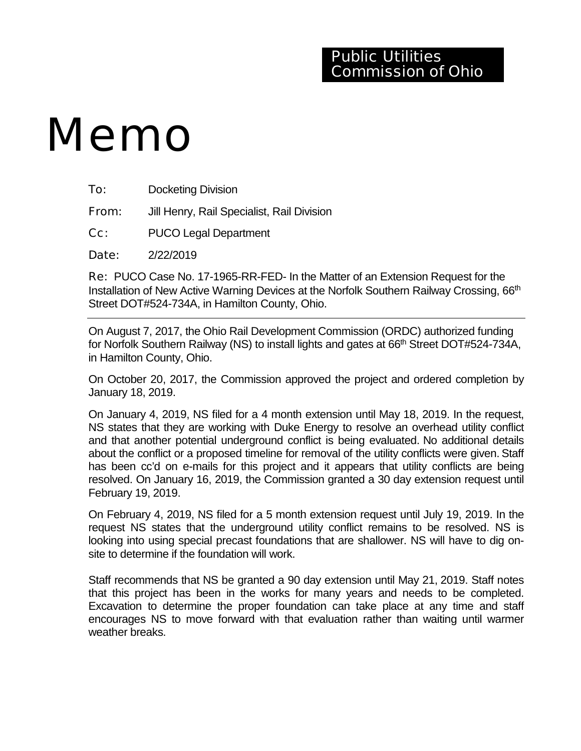Public Utilities Commission of Ohio

# Memo

**To:** Docketing Division

**From:** Jill Henry, Rail Specialist, Rail Division

**Cc:** PUCO Legal Department

**Date:** 2/22/2019

**Re:** PUCO Case No. 17-1965-RR-FED- In the Matter of an Extension Request for the Installation of New Active Warning Devices at the Norfolk Southern Railway Crossing, 66th Street DOT#524-734A, in Hamilton County, Ohio.

---

On August 7, 2017, the Ohio Rail Development Commission (ORDC) authorized funding for Norfolk Southern Railway (NS) to install lights and gates at 66th Street DOT#524-734A, in Hamilton County, Ohio.

On October 20, 2017, the Commission approved the project and ordered completion by January 18, 2019.

On January 4, 2019, NS filed for a 4 month extension until May 18, 2019. In the request, NS states that they are working with Duke Energy to resolve an overhead utility conflict and that another potential underground conflict is being evaluated. No additional details about the conflict or a proposed timeline for removal of the utility conflicts were given. Staff has been cc'd on e-mails for this project and it appears that utility conflicts are being resolved. On January 16, 2019, the Commission granted a 30 day extension request until February 19, 2019.

On February 4, 2019, NS filed for a 5 month extension request until July 19, 2019. In the request NS states that the underground utility conflict remains to be resolved. NS is looking into using special precast foundations that are shallower. NS will have to dig on-site to determine if the foundation will work.

Staff recommends that NS be granted a 90 day extension until May 21, 2019. Staff notes that this project has been in the works for many years and needs to be completed. Excavation to determine the proper foundation can take place at any time and staff encourages NS to move forward with that evaluation rather than waiting until warmer weather breaks.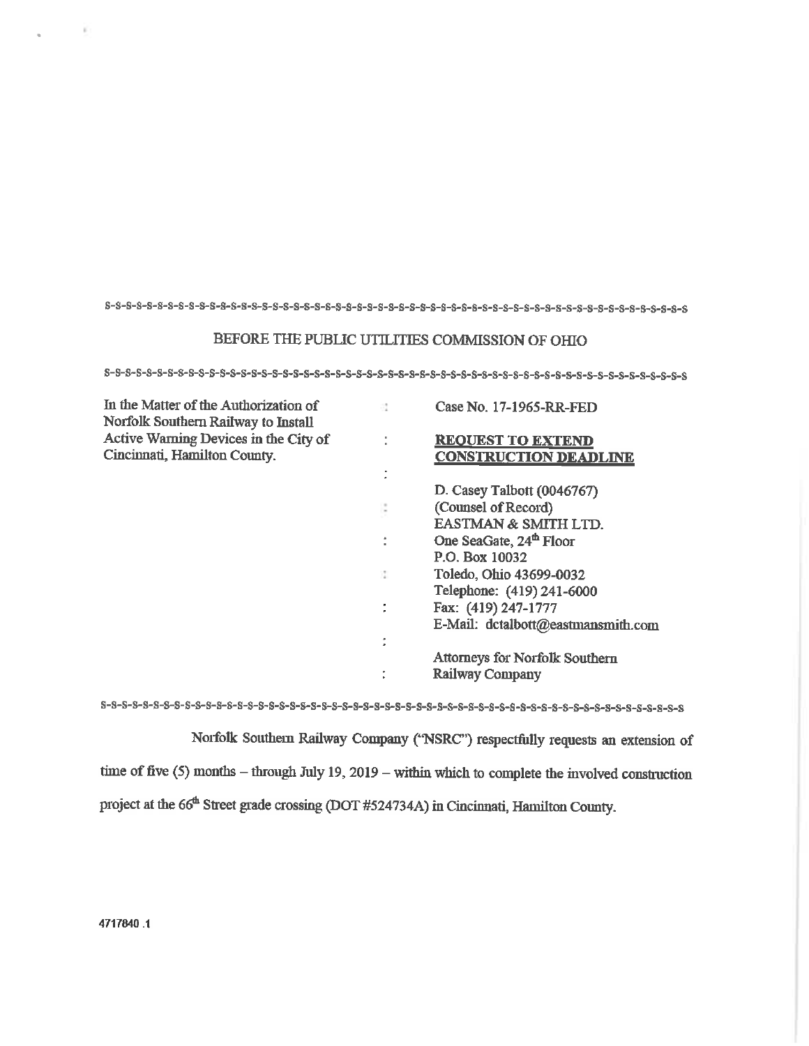S-S-S-S-S-S-S-S-S-S-S-S-S-S-S-S-S-S-S-S-S-S-S-S-S-S-S-S-S-S-S-S-S-S-S-S-S-S-S-S-S-S-S-S-S-S-S-S-S-S-S

BEFORE THE PUBLIC UTILITIES COMMISSION OF OHIO

S-S-S-S-S-S-S-S-S-S-S-S-S-S-S-S-S-S-S-S-S-S-S-S-S-S-S-S-S-S-S-S-S-S-S-S-S-S-S-S-S-S-S-S-S-S-S-S-S-S-S

| | | |
|---|---|---|
| In the Matter of the Authorization of Norfolk Southern Railway to Install Active Warning Devices in the City of Cincinnati, Hamilton County. | : | Case No. 17-1965-RR-FED |
| | : | **REQUEST TO EXTEND CONSTRUCTION DEADLINE** |
| | : | |
| | : | D. Casey Talbott (0046767) (Counsel of Record) |
| | : | EASTMAN & SMITH LTD. One SeaGate, 24th Floor P.O. Box 10032 |
| | : | Toledo, Ohio 43699-0032 Telephone: (419) 241-6000 |
| | : | Fax: (419) 247-1777 E-Mail: dctalbott@eastmansmith.com |
| | : | Attorneys for Norfolk Southern Railway Company |

S-S-S-S-S-S-S-S-S-S-S-S-S-S-S-S-S-S-S-S-S-S-S-S-S-S-S-S-S-S-S-S-S-S-S-S-S-S-S-S-S-S-S-S-S-S-S-S-S-S-S

Norfolk Southern Railway Company ("NSRC") respectfully requests an extension of time of five (5) months – through July 19, 2019 – within which to complete the involved construction project at the 66th Street grade crossing (DOT #524734A) in Cincinnati, Hamilton County.

4717840 .1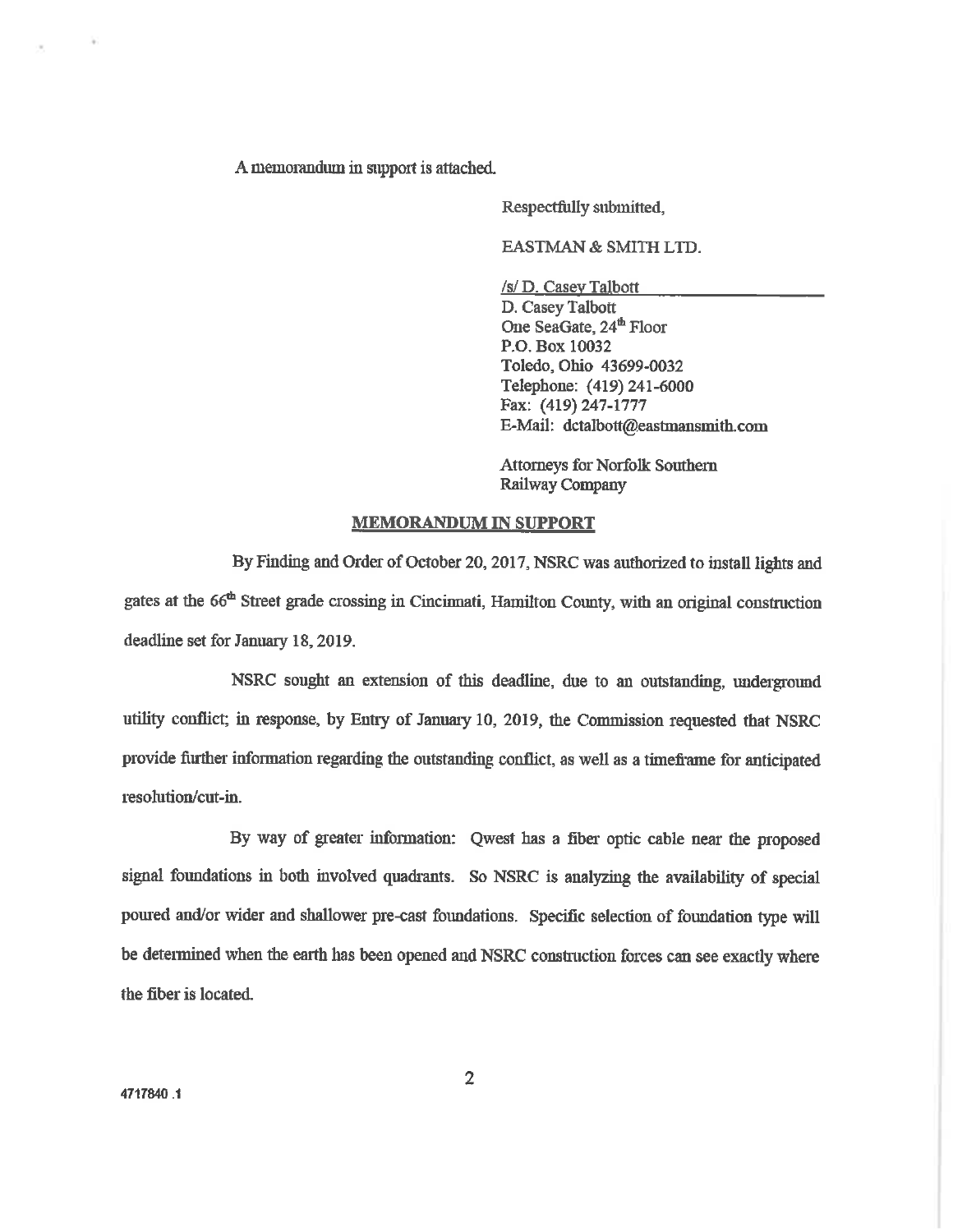A memorandum in support is attached.

Respectfully submitted,

EASTMAN & SMITH LTD.

/s/ D. Casey Talbott
D. Casey Talbott
One SeaGate, 24th Floor
P.O. Box 10032
Toledo, Ohio 43699-0032
Telephone: (419) 241-6000
Fax: (419) 247-1777
E-Mail: dctalbott@eastmansmith.com

Attorneys for Norfolk Southern Railway Company

## MEMORANDUM IN SUPPORT

By Finding and Order of October 20, 2017, NSRC was authorized to install lights and gates at the 66th Street grade crossing in Cincinnati, Hamilton County, with an original construction deadline set for January 18, 2019.

NSRC sought an extension of this deadline, due to an outstanding, underground utility conflict; in response, by Entry of January 10, 2019, the Commission requested that NSRC provide further information regarding the outstanding conflict, as well as a timeframe for anticipated resolution/cut-in.

By way of greater information: Qwest has a fiber optic cable near the proposed signal foundations in both involved quadrants. So NSRC is analyzing the availability of special poured and/or wider and shallower pre-cast foundations. Specific selection of foundation type will be determined when the earth has been opened and NSRC construction forces can see exactly where the fiber is located.

4717840 .1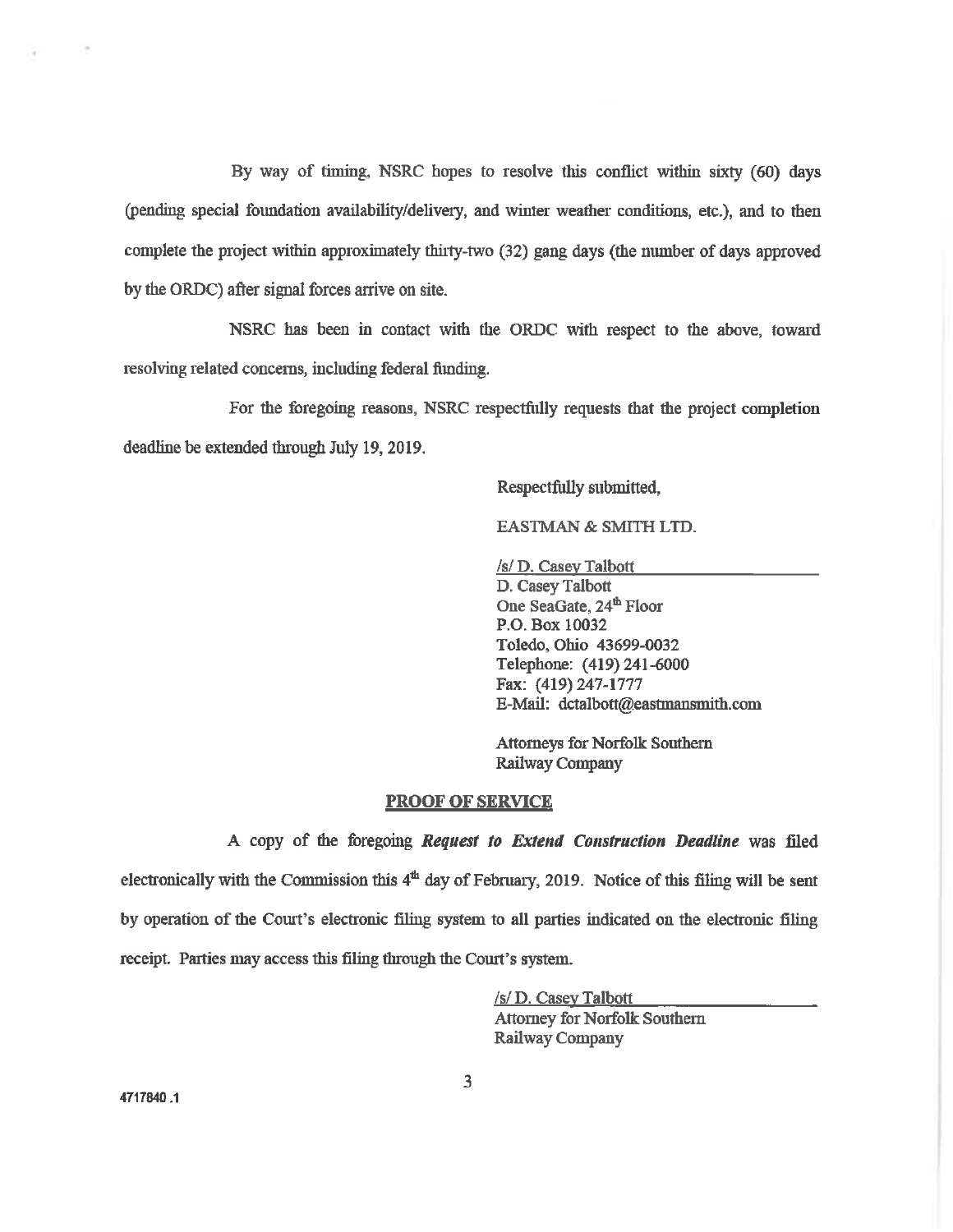By way of timing, NSRC hopes to resolve this conflict within sixty (60) days (pending special foundation availability/delivery, and winter weather conditions, etc.), and to then complete the project within approximately thirty-two (32) gang days (the number of days approved by the ORDC) after signal forces arrive on site.

NSRC has been in contact with the ORDC with respect to the above, toward resolving related concerns, including federal funding.

For the foregoing reasons, NSRC respectfully requests that the project completion deadline be extended through July 19, 2019.

Respectfully submitted,

EASTMAN & SMITH LTD.

/s/ D. Casey Talbott
D. Casey Talbott
One SeaGate, 24th Floor
P.O. Box 10032
Toledo, Ohio 43699-0032
Telephone: (419) 241-6000
Fax: (419) 247-1777
E-Mail: dctalbott@eastmansmith.com

Attorneys for Norfolk Southern Railway Company

**PROOF OF SERVICE**

A copy of the foregoing ***Request to Extend Construction Deadline*** was filed electronically with the Commission this 4th day of February, 2019. Notice of this filing will be sent by operation of the Court's electronic filing system to all parties indicated on the electronic filing receipt. Parties may access this filing through the Court's system.

/s/ D. Casey Talbott
Attorney for Norfolk Southern Railway Company

4717840 .1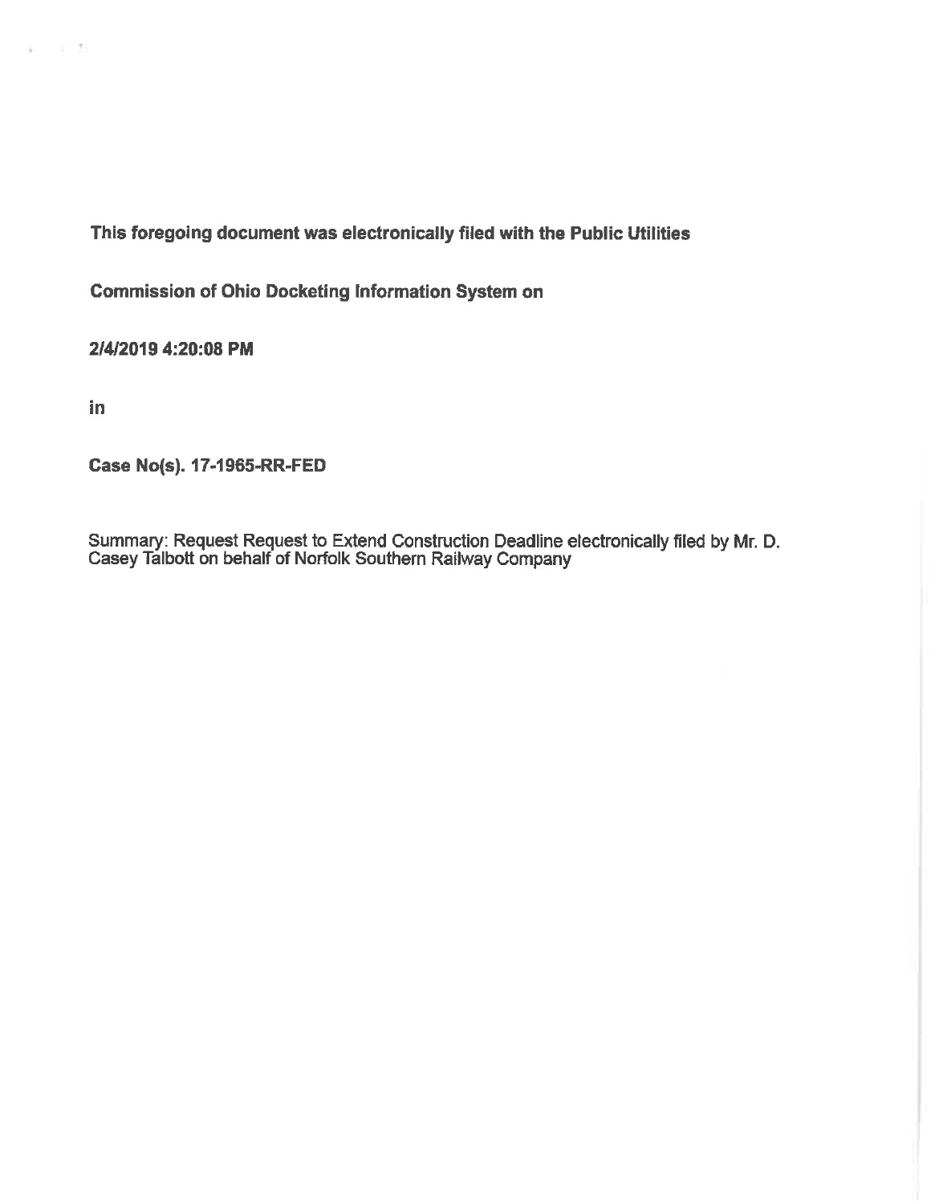**This foregoing document was electronically filed with the Public Utilities**

**Commission of Ohio Docketing Information System on**

**2/4/2019 4:20:08 PM**

**in**

**Case No(s). 17-1965-RR-FED**

Summary: Request Request to Extend Construction Deadline electronically filed by Mr. D. Casey Talbott on behalf of Norfolk Southern Railway Company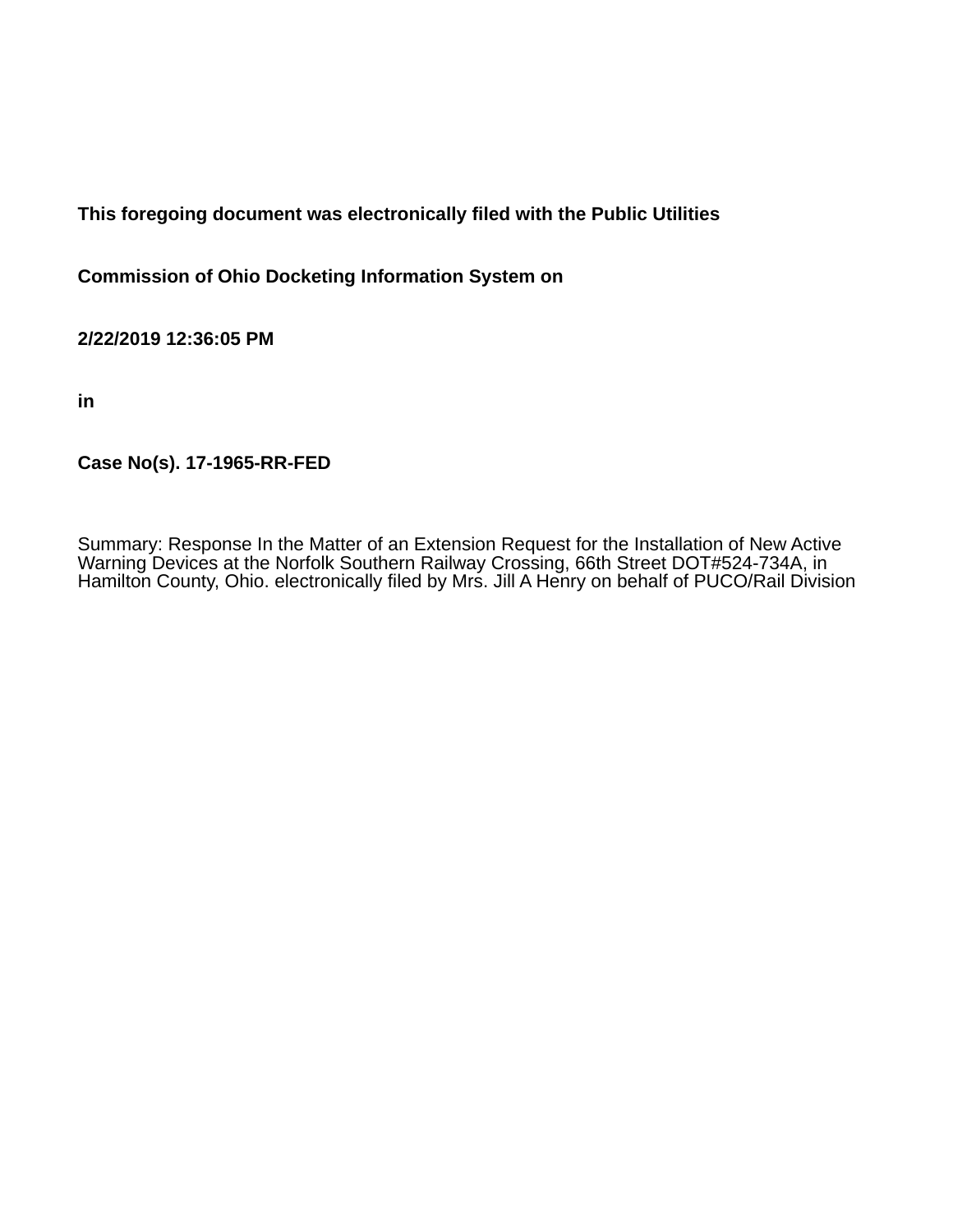**This foregoing document was electronically filed with the Public Utilities**

**Commission of Ohio Docketing Information System on**

**2/22/2019 12:36:05 PM**

**in**

**Case No(s). 17-1965-RR-FED**

Summary: Response In the Matter of an Extension Request for the Installation of New Active Warning Devices at the Norfolk Southern Railway Crossing, 66th Street DOT#524-734A, in Hamilton County, Ohio. electronically filed by Mrs. Jill A Henry on behalf of PUCO/Rail Division